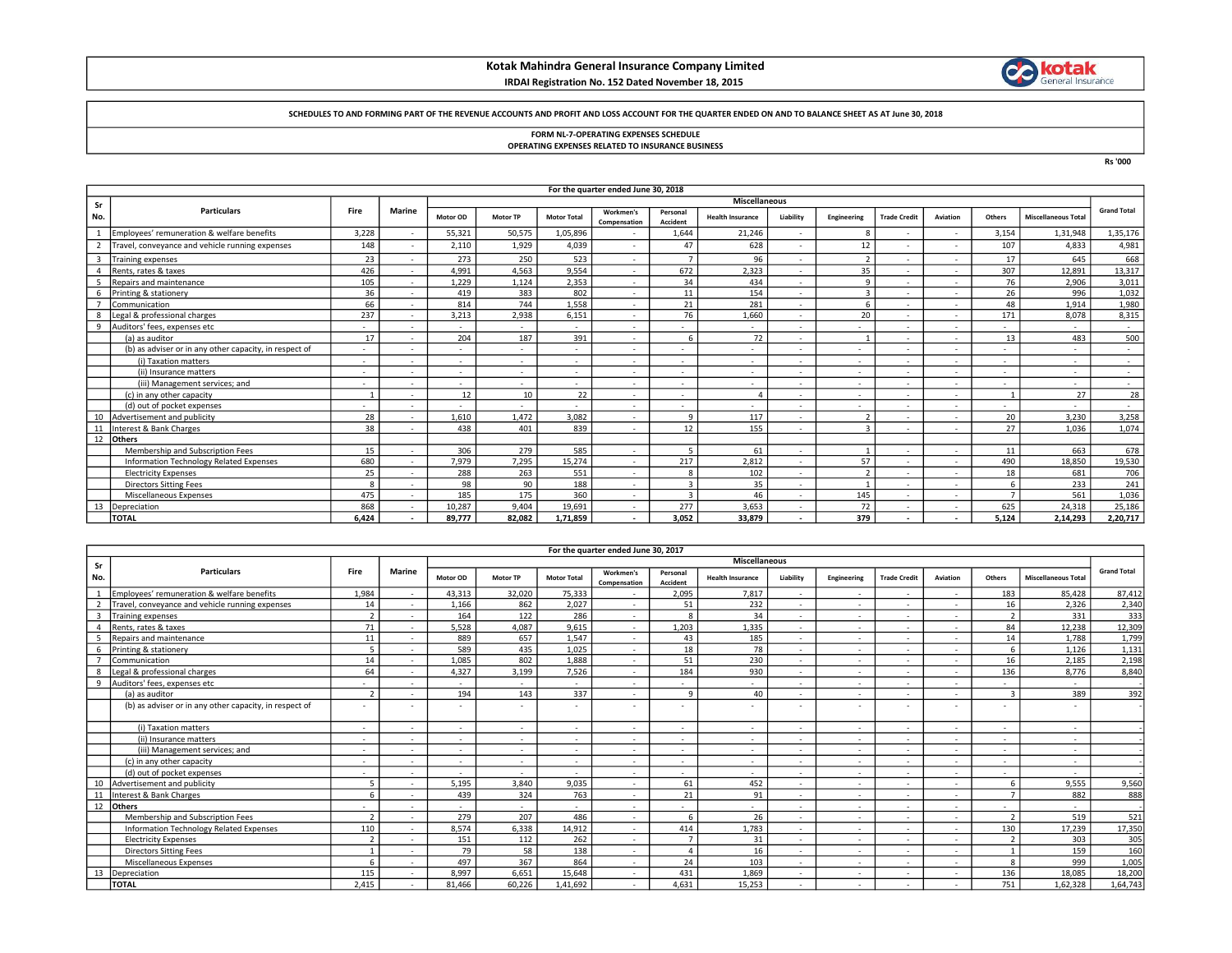# Kotak Mahindra General Insurance Company Limited

**IRDAI Registration No. 152 Dated November 18, 2015**

**SCHEDULES TO AND FORMING PART OF THE REVENUE ACCOUNTS AND PROFIT AND LOSS ACCOUNT FOR THE QUARTER ENDED ON AND TO BALANCE SHEET AS AT June 30, 2018**

**FORM NL-7-OPERATING EXPENSES SCHEDULE**
**OPERATING EXPENSES RELATED TO INSURANCE BUSINESS**

Rs '000

| | | | | For the quarter ended June 30, 2018 | | | | | | | | | | | | |
|---|---|---|---|---|---|---|---|---|---|---|---|---|---|---|---|---|
| Sr No. | Particulars | Fire | Marine | Miscellaneous | | | | | | | | | | | | Grand Total |
| | | | | Motor OD | Motor TP | Motor Total | Workmen's Compensation | Personal Accident | Health Insurance | Liability | Engineering | Trade Credit | Aviation | Others | Miscellaneous Total | |
| 1 | Employees' remuneration & welfare benefits | 3,228 | - | 55,321 | 50,575 | 1,05,896 | - | 1,644 | 21,246 | - | 8 | - | - | 3,154 | 1,31,948 | 1,35,176 |
| 2 | Travel, conveyance and vehicle running expenses | 148 | - | 2,110 | 1,929 | 4,039 | - | 47 | 628 | - | 12 | - | - | 107 | 4,833 | 4,981 |
| 3 | Training expenses | 23 | - | 273 | 250 | 523 | - | 7 | 96 | - | 2 | - | - | 17 | 645 | 668 |
| 4 | Rents, rates & taxes | 426 | - | 4,991 | 4,563 | 9,554 | - | 672 | 2,323 | - | 35 | - | - | 307 | 12,891 | 13,317 |
| 5 | Repairs and maintenance | 105 | - | 1,229 | 1,124 | 2,353 | - | 34 | 434 | - | 9 | - | - | 76 | 2,906 | 3,011 |
| 6 | Printing & stationery | 36 | - | 419 | 383 | 802 | - | 11 | 154 | - | 3 | - | - | 26 | 996 | 1,032 |
| 7 | Communication | 66 | - | 814 | 744 | 1,558 | - | 21 | 281 | - | 6 | - | - | 48 | 1,914 | 1,980 |
| 8 | Legal & professional charges | 237 | - | 3,213 | 2,938 | 6,151 | - | 76 | 1,660 | - | 20 | - | - | 171 | 8,078 | 8,315 |
| 9 | Auditors' fees, expenses etc | - | - | - | - | - | - | - | - | - | - | - | - | - | - | - |
| | (a) as auditor | 17 | - | 204 | 187 | 391 | - | 6 | 72 | - | 1 | - | - | 13 | 483 | 500 |
| | (b) as adviser or in any other capacity, in respect of | - | - | - | - | - | - | - | - | - | - | - | - | - | - | - |
| | (i) Taxation matters | - | - | - | - | - | - | - | - | - | - | - | - | - | - | - |
| | (ii) Insurance matters | - | - | - | - | - | - | - | - | - | - | - | - | - | - | - |
| | (iii) Management services; and | - | - | - | - | - | - | - | - | - | - | - | - | - | - | - |
| | (c) in any other capacity | 1 | - | 12 | 10 | 22 | - | - | 4 | - | - | - | - | 1 | 27 | 28 |
| | (d) out of pocket expenses | - | - | - | - | - | - | - | - | - | - | - | - | - | - | - |
| 10 | Advertisement and publicity | 28 | - | 1,610 | 1,472 | 3,082 | - | 9 | 117 | - | 2 | - | - | 20 | 3,230 | 3,258 |
| 11 | Interest & Bank Charges | 38 | - | 438 | 401 | 839 | - | 12 | 155 | - | 3 | - | - | 27 | 1,036 | 1,074 |
| 12 | **Others** | | | | | | | | | | | | | | | |
| | Membership and Subscription Fees | 15 | - | 306 | 279 | 585 | - | 5 | 61 | - | 1 | - | - | 11 | 663 | 678 |
| | Information Technology Related Expenses | 680 | - | 7,979 | 7,295 | 15,274 | - | 217 | 2,812 | - | 57 | - | - | 490 | 18,850 | 19,530 |
| | Electricity Expenses | 25 | - | 288 | 263 | 551 | - | 8 | 102 | - | 2 | - | - | 18 | 681 | 706 |
| | Directors Sitting Fees | 8 | - | 98 | 90 | 188 | - | 3 | 35 | - | 1 | - | - | 6 | 233 | 241 |
| | Miscellaneous Expenses | 475 | - | 185 | 175 | 360 | - | 3 | 46 | - | 145 | - | - | 7 | 561 | 1,036 |
| 13 | Depreciation | 868 | - | 10,287 | 9,404 | 19,691 | - | 277 | 3,653 | - | 72 | - | - | 625 | 24,318 | 25,186 |
| | **TOTAL** | **6,424** | **-** | **89,777** | **82,082** | **1,71,859** | **-** | **3,052** | **33,879** | **-** | **379** | **-** | **-** | **5,124** | **2,14,293** | **2,20,717** |

| | | | | For the quarter ended June 30, 2017 | | | | | | | | | | | | |
|---|---|---|---|---|---|---|---|---|---|---|---|---|---|---|---|---|
| Sr No. | Particulars | Fire | Marine | Miscellaneous | | | | | | | | | | | | Grand Total |
| | | | | Motor OD | Motor TP | Motor Total | Workmen's Compensation | Personal Accident | Health Insurance | Liability | Engineering | Trade Credit | Aviation | Others | Miscellaneous Total | |
| 1 | Employees' remuneration & welfare benefits | 1,984 | - | 43,313 | 32,020 | 75,333 | - | 2,095 | 7,817 | - | - | - | - | 183 | 85,428 | 87,412 |
| 2 | Travel, conveyance and vehicle running expenses | 14 | - | 1,166 | 862 | 2,027 | - | 51 | 232 | - | - | - | - | 16 | 2,326 | 2,340 |
| 3 | Training expenses | 2 | - | 164 | 122 | 286 | - | 8 | 34 | - | - | - | - | 2 | 331 | 333 |
| 4 | Rents, rates & taxes | 71 | - | 5,528 | 4,087 | 9,615 | - | 1,203 | 1,335 | - | - | - | - | 84 | 12,238 | 12,309 |
| 5 | Repairs and maintenance | 11 | - | 889 | 657 | 1,547 | - | 43 | 185 | - | - | - | - | 14 | 1,788 | 1,799 |
| 6 | Printing & stationery | 5 | - | 589 | 435 | 1,025 | - | 18 | 78 | - | - | - | - | 6 | 1,126 | 1,131 |
| 7 | Communication | 14 | - | 1,085 | 802 | 1,888 | - | 51 | 230 | - | - | - | - | 16 | 2,185 | 2,198 |
| 8 | Legal & professional charges | 64 | - | 4,327 | 3,199 | 7,526 | - | 184 | 930 | - | - | - | - | 136 | 8,776 | 8,840 |
| 9 | Auditors' fees, expenses etc | - | - | - | - | - | - | - | - | - | - | - | - | - | - | - |
| | (a) as auditor | 2 | - | 194 | 143 | 337 | - | 9 | 40 | - | - | - | - | 3 | 389 | 392 |
| | (b) as adviser or in any other capacity, in respect of | - | - | - | - | - | - | - | - | - | - | - | - | - | - | - |
| | (i) Taxation matters | - | - | - | - | - | - | - | - | - | - | - | - | - | - | - |
| | (ii) Insurance matters | - | - | - | - | - | - | - | - | - | - | - | - | - | - | - |
| | (iii) Management services; and | - | - | - | - | - | - | - | - | - | - | - | - | - | - | - |
| | (c) in any other capacity | - | - | - | - | - | - | - | - | - | - | - | - | - | - | - |
| | (d) out of pocket expenses | - | - | - | - | - | - | - | - | - | - | - | - | - | - | - |
| 10 | Advertisement and publicity | 5 | - | 5,195 | 3,840 | 9,035 | - | 61 | 452 | - | - | - | - | 6 | 9,555 | 9,560 |
| 11 | Interest & Bank Charges | 6 | - | 439 | 324 | 763 | - | 21 | 91 | - | - | - | - | 7 | 882 | 888 |
| 12 | **Others** | - | - | - | - | - | - | - | - | - | - | - | - | - | - | - |
| | Membership and Subscription Fees | 2 | - | 279 | 207 | 486 | - | 6 | 26 | - | - | - | - | 2 | 519 | 521 |
| | Information Technology Related Expenses | 110 | - | 8,574 | 6,338 | 14,912 | - | 414 | 1,783 | - | - | - | - | 130 | 17,239 | 17,350 |
| | Electricity Expenses | 2 | - | 151 | 112 | 262 | - | 7 | 31 | - | - | - | - | 2 | 303 | 305 |
| | Directors Sitting Fees | 1 | - | 79 | 58 | 138 | - | 4 | 16 | - | - | - | - | 1 | 159 | 160 |
| | Miscellaneous Expenses | 6 | - | 497 | 367 | 864 | - | 24 | 103 | - | - | - | - | 8 | 999 | 1,005 |
| 13 | Depreciation | 115 | - | 8,997 | 6,651 | 15,648 | - | 431 | 1,869 | - | - | - | - | 136 | 18,085 | 18,200 |
| | TOTAL | 2,415 | - | 81,466 | 60,226 | 1,41,692 | - | 4,631 | 15,253 | - | - | - | - | 751 | 1,62,328 | 1,64,743 |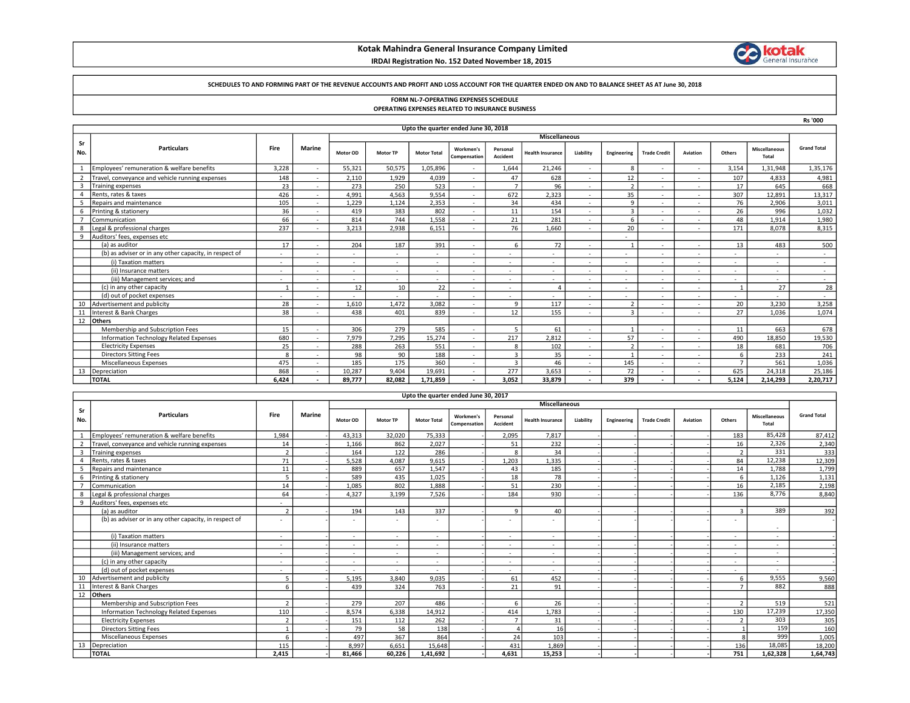# Kotak Mahindra General Insurance Company Limited

**IRDAI Registration No. 152 Dated November 18, 2015**

**SCHEDULES TO AND FORMING PART OF THE REVENUE ACCOUNTS AND PROFIT AND LOSS ACCOUNT FOR THE QUARTER ENDED ON AND TO BALANCE SHEET AS AT June 30, 2018**

**FORM NL-7-OPERATING EXPENSES SCHEDULE**
**OPERATING EXPENSES RELATED TO INSURANCE BUSINESS**

Rs '000

| Sr No. | Particulars | Upto the quarter ended June 30, 2018 | | | | | | | | | | | | | | |
|---|---|---|---|---|---|---|---|---|---|---|---|---|---|---|---|---|
| | | Fire | Marine | Miscellaneous | | | | | | | | | | | | Grand Total |
| | | | | Motor OD | Motor TP | Motor Total | Workmen's Compensation | Personal Accident | Health Insurance | Liability | Engineering | Trade Credit | Aviation | Others | Miscellaneous Total | |
| 1 | Employees' remuneration & welfare benefits | 3,228 | - | 55,321 | 50,575 | 1,05,896 | - | 1,644 | 21,246 | - | 8 | - | - | 3,154 | 1,31,948 | 1,35,176 |
| 2 | Travel, conveyance and vehicle running expenses | 148 | - | 2,110 | 1,929 | 4,039 | - | 47 | 628 | - | 12 | - | - | 107 | 4,833 | 4,981 |
| 3 | Training expenses | 23 | - | 273 | 250 | 523 | - | 7 | 96 | - | 2 | - | - | 17 | 645 | 668 |
| 4 | Rents, rates & taxes | 426 | - | 4,991 | 4,563 | 9,554 | - | 672 | 2,323 | - | 35 | - | - | 307 | 12,891 | 13,317 |
| 5 | Repairs and maintenance | 105 | - | 1,229 | 1,124 | 2,353 | - | 34 | 434 | - | 9 | - | - | 76 | 2,906 | 3,011 |
| 6 | Printing & stationery | 36 | - | 419 | 383 | 802 | - | 11 | 154 | - | 3 | - | - | 26 | 996 | 1,032 |
| 7 | Communication | 66 | - | 814 | 744 | 1,558 | - | 21 | 281 | - | 6 | - | - | 48 | 1,914 | 1,980 |
| 8 | Legal & professional charges | 237 | - | 3,213 | 2,938 | 6,151 | - | 76 | 1,660 | - | 20 | - | - | 171 | 8,078 | 8,315 |
| 9 | Auditors' fees, expenses etc | | | | | | | | | | - | | | | | |
| | (a) as auditor | 17 | - | 204 | 187 | 391 | - | 6 | 72 | - | 1 | - | - | 13 | 483 | 500 |
| | (b) as adviser or in any other capacity, in respect of | - | - | - | - | - | - | - | - | - | - | - | - | - | - | - |
| | (i) Taxation matters | - | - | - | - | - | - | - | - | - | - | - | - | - | - | - |
| | (ii) Insurance matters | - | - | - | - | - | - | - | - | - | - | - | - | - | - | - |
| | (iii) Management services; and | - | - | - | - | - | - | - | - | - | - | - | - | - | - | - |
| | (c) in any other capacity | 1 | - | 12 | 10 | 22 | - | - | 4 | - | - | - | - | 1 | 27 | 28 |
| | (d) out of pocket expenses | - | - | - | - | - | - | - | - | - | - | - | - | - | - | - |
| 10 | Advertisement and publicity | 28 | - | 1,610 | 1,472 | 3,082 | - | 9 | 117 | - | 2 | - | - | 20 | 3,230 | 3,258 |
| 11 | Interest & Bank Charges | 38 | - | 438 | 401 | 839 | - | 12 | 155 | - | 3 | - | - | 27 | 1,036 | 1,074 |
| 12 | **Others** | | | | | | | | | | | | | | | |
| | Membership and Subscription Fees | 15 | - | 306 | 279 | 585 | - | 5 | 61 | - | 1 | - | - | 11 | 663 | 678 |
| | Information Technology Related Expenses | 680 | - | 7,979 | 7,295 | 15,274 | - | 217 | 2,812 | - | 57 | - | - | 490 | 18,850 | 19,530 |
| | Electricity Expenses | 25 | - | 288 | 263 | 551 | - | 8 | 102 | - | 2 | - | - | 18 | 681 | 706 |
| | Directors Sitting Fees | 8 | - | 98 | 90 | 188 | - | 3 | 35 | - | 1 | - | - | 6 | 233 | 241 |
| | Miscellaneous Expenses | 475 | - | 185 | 175 | 360 | - | 3 | 46 | - | 145 | - | - | 7 | 561 | 1,036 |
| 13 | Depreciation | 868 | - | 10,287 | 9,404 | 19,691 | - | 277 | 3,653 | - | 72 | - | - | 625 | 24,318 | 25,186 |
| | **TOTAL** | **6,424** | **-** | **89,777** | **82,082** | **1,71,859** | **-** | **3,052** | **33,879** | **-** | **379** | **-** | **-** | **5,124** | **2,14,293** | **2,20,717** |

| Sr No. | Particulars | Upto the quarter ended June 30, 2017 | | | | | | | | | | | | | | |
|---|---|---|---|---|---|---|---|---|---|---|---|---|---|---|---|---|
| | | Fire | Marine | Miscellaneous | | | | | | | | | | | | Grand Total |
| | | | | Motor OD | Motor TP | Motor Total | Workmen's Compensation | Personal Accident | Health Insurance | Liability | Engineering | Trade Credit | Aviation | Others | Miscellaneous Total | |
| 1 | Employees' remuneration & welfare benefits | 1,984 | - | 43,313 | 32,020 | 75,333 | - | 2,095 | 7,817 | - | - | - | - | 183 | 85,428 | 87,412 |
| 2 | Travel, conveyance and vehicle running expenses | 14 | - | 1,166 | 862 | 2,027 | - | 51 | 232 | - | - | - | - | 16 | 2,326 | 2,340 |
| 3 | Training expenses | 2 | - | 164 | 122 | 286 | - | 8 | 34 | - | - | - | - | 2 | 331 | 333 |
| 4 | Rents, rates & taxes | 71 | - | 5,528 | 4,087 | 9,615 | - | 1,203 | 1,335 | - | - | - | - | 84 | 12,238 | 12,309 |
| 5 | Repairs and maintenance | 11 | - | 889 | 657 | 1,547 | - | 43 | 185 | - | - | - | - | 14 | 1,788 | 1,799 |
| 6 | Printing & stationery | 5 | - | 589 | 435 | 1,025 | - | 18 | 78 | - | - | - | - | 6 | 1,126 | 1,131 |
| 7 | Communication | 14 | - | 1,085 | 802 | 1,888 | - | 51 | 230 | - | - | - | - | 16 | 2,185 | 2,198 |
| 8 | Legal & professional charges | 64 | - | 4,327 | 3,199 | 7,526 | - | 184 | 930 | - | - | - | - | 136 | 8,776 | 8,840 |
| 9 | Auditors' fees, expenses etc | - | | | | | | | | | | | | | | |
| | (a) as auditor | 2 | - | 194 | 143 | 337 | - | 9 | 40 | - | - | - | - | 3 | 389 | 392 |
| | (b) as adviser or in any other capacity, in respect of | - | - | - | - | - | - | - | - | - | - | - | - | - | - | - |
| | (i) Taxation matters | - | - | - | - | - | - | - | - | - | - | - | - | - | - | - |
| | (ii) Insurance matters | - | - | - | - | - | - | - | - | - | - | - | - | - | - | - |
| | (iii) Management services; and | - | - | - | - | - | - | - | - | - | - | - | - | - | - | - |
| | (c) in any other capacity | - | - | - | - | - | - | - | - | - | - | - | - | - | - | - |
| | (d) out of pocket expenses | - | - | - | - | - | - | - | - | - | - | - | - | - | - | - |
| 10 | Advertisement and publicity | 5 | - | 5,195 | 3,840 | 9,035 | - | 61 | 452 | - | - | - | - | 6 | 9,555 | 9,560 |
| 11 | Interest & Bank Charges | 6 | - | 439 | 324 | 763 | - | 21 | 91 | - | - | - | - | 7 | 882 | 888 |
| 12 | **Others** | | | | | | | | | | | | | | | |
| | Membership and Subscription Fees | 2 | - | 279 | 207 | 486 | - | 6 | 26 | - | - | - | - | 2 | 519 | 521 |
| | Information Technology Related Expenses | 110 | - | 8,574 | 6,338 | 14,912 | - | 414 | 1,783 | - | - | - | - | 130 | 17,239 | 17,350 |
| | Electricity Expenses | 2 | - | 151 | 112 | 262 | - | 7 | 31 | - | - | - | - | 2 | 303 | 305 |
| | Directors Sitting Fees | 1 | - | 79 | 58 | 138 | - | 4 | 16 | - | - | - | - | 1 | 159 | 160 |
| | Miscellaneous Expenses | 6 | - | 497 | 367 | 864 | - | 24 | 103 | - | - | - | - | 8 | 999 | 1,005 |
| 13 | Depreciation | 115 | - | 8,997 | 6,651 | 15,648 | - | 431 | 1,869 | - | - | - | - | 136 | 18,085 | 18,200 |
| | **TOTAL** | **2,415** | **-** | **81,466** | **60,226** | **1,41,692** | **-** | **4,631** | **15,253** | **-** | **-** | **-** | **-** | **751** | **1,62,328** | **1,64,743** |